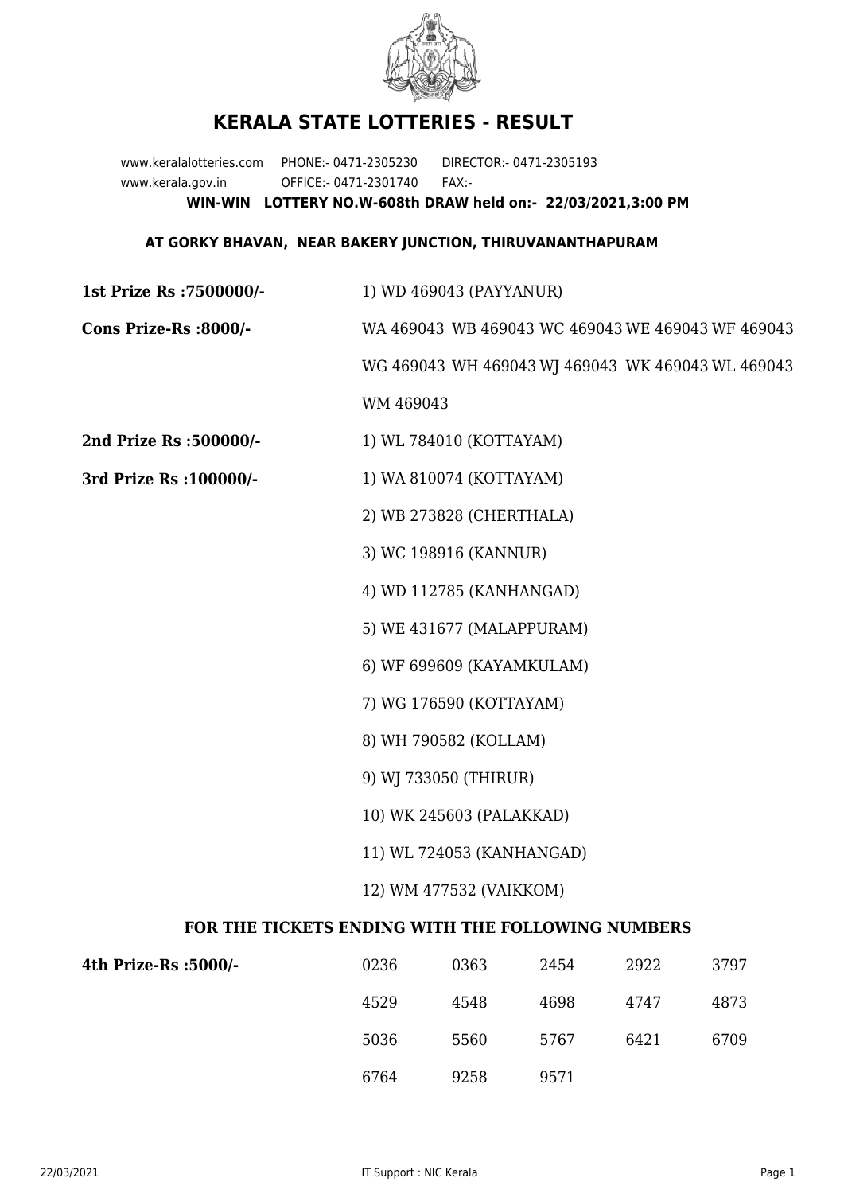# KERALA STATE LOTTERIES - RESULT

www.keralalotteries.com PHONE:- 0471-2305230 DIRECTOR:- 0471-2305193
www.kerala.gov.in OFFICE:- 0471-2301740 FAX:-

**WIN-WIN LOTTERY NO.W-608th DRAW held on:- 22/03/2021,3:00 PM**

**AT GORKY BHAVAN, NEAR BAKERY JUNCTION, THIRUVANANTHAPURAM**

**1st Prize Rs :7500000/-** 1) WD 469043 (PAYYANUR)

**Cons Prize-Rs :8000/-** WA 469043 WB 469043 WC 469043 WE 469043 WF 469043 WG 469043 WH 469043 WJ 469043 WK 469043 WL 469043 WM 469043

**2nd Prize Rs :500000/-** 1) WL 784010 (KOTTAYAM)

**3rd Prize Rs :100000/-**

1) WA 810074 (KOTTAYAM)
2) WB 273828 (CHERTHALA)
3) WC 198916 (KANNUR)
4) WD 112785 (KANHANGAD)
5) WE 431677 (MALAPPURAM)
6) WF 699609 (KAYAMKULAM)
7) WG 176590 (KOTTAYAM)
8) WH 790582 (KOLLAM)
9) WJ 733050 (THIRUR)
10) WK 245603 (PALAKKAD)
11) WL 724053 (KANHANGAD)
12) WM 477532 (VAIKKOM)

**FOR THE TICKETS ENDING WITH THE FOLLOWING NUMBERS**

**4th Prize-Rs :5000/-**

| | | | | |
|---|---|---|---|---|
| 0236 | 0363 | 2454 | 2922 | 3797 |
| 4529 | 4548 | 4698 | 4747 | 4873 |
| 5036 | 5560 | 5767 | 6421 | 6709 |
| 6764 | 9258 | 9571 | | |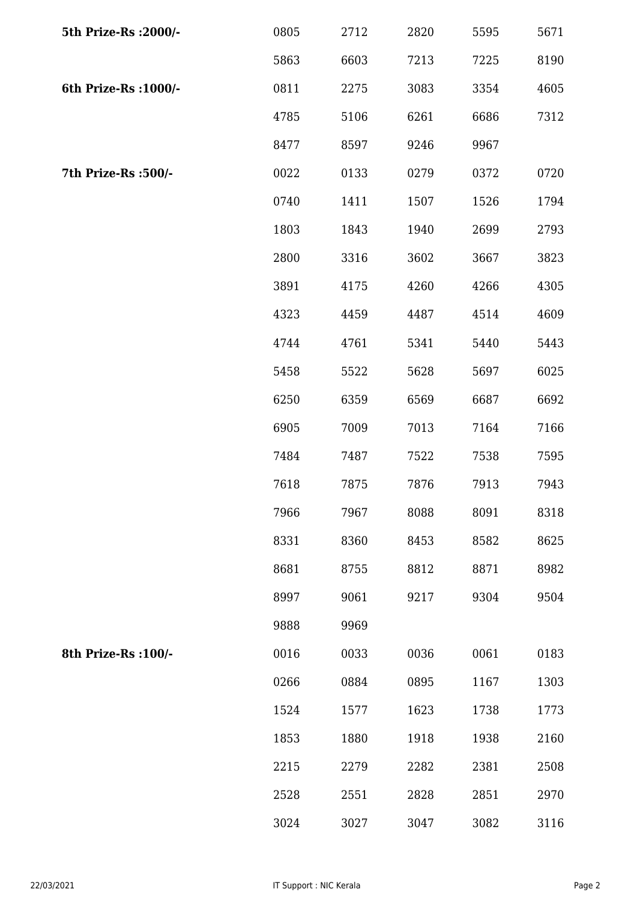| | | | | | |
|---|---|---|---|---|---|
| **5th Prize-Rs :2000/-** | 0805 | 2712 | 2820 | 5595 | 5671 |
| | 5863 | 6603 | 7213 | 7225 | 8190 |
| **6th Prize-Rs :1000/-** | 0811 | 2275 | 3083 | 3354 | 4605 |
| | 4785 | 5106 | 6261 | 6686 | 7312 |
| | 8477 | 8597 | 9246 | 9967 | |
| **7th Prize-Rs :500/-** | 0022 | 0133 | 0279 | 0372 | 0720 |
| | 0740 | 1411 | 1507 | 1526 | 1794 |
| | 1803 | 1843 | 1940 | 2699 | 2793 |
| | 2800 | 3316 | 3602 | 3667 | 3823 |
| | 3891 | 4175 | 4260 | 4266 | 4305 |
| | 4323 | 4459 | 4487 | 4514 | 4609 |
| | 4744 | 4761 | 5341 | 5440 | 5443 |
| | 5458 | 5522 | 5628 | 5697 | 6025 |
| | 6250 | 6359 | 6569 | 6687 | 6692 |
| | 6905 | 7009 | 7013 | 7164 | 7166 |
| | 7484 | 7487 | 7522 | 7538 | 7595 |
| | 7618 | 7875 | 7876 | 7913 | 7943 |
| | 7966 | 7967 | 8088 | 8091 | 8318 |
| | 8331 | 8360 | 8453 | 8582 | 8625 |
| | 8681 | 8755 | 8812 | 8871 | 8982 |
| | 8997 | 9061 | 9217 | 9304 | 9504 |
| | 9888 | 9969 | | | |
| **8th Prize-Rs :100/-** | 0016 | 0033 | 0036 | 0061 | 0183 |
| | 0266 | 0884 | 0895 | 1167 | 1303 |
| | 1524 | 1577 | 1623 | 1738 | 1773 |
| | 1853 | 1880 | 1918 | 1938 | 2160 |
| | 2215 | 2279 | 2282 | 2381 | 2508 |
| | 2528 | 2551 | 2828 | 2851 | 2970 |
| | 3024 | 3027 | 3047 | 3082 | 3116 |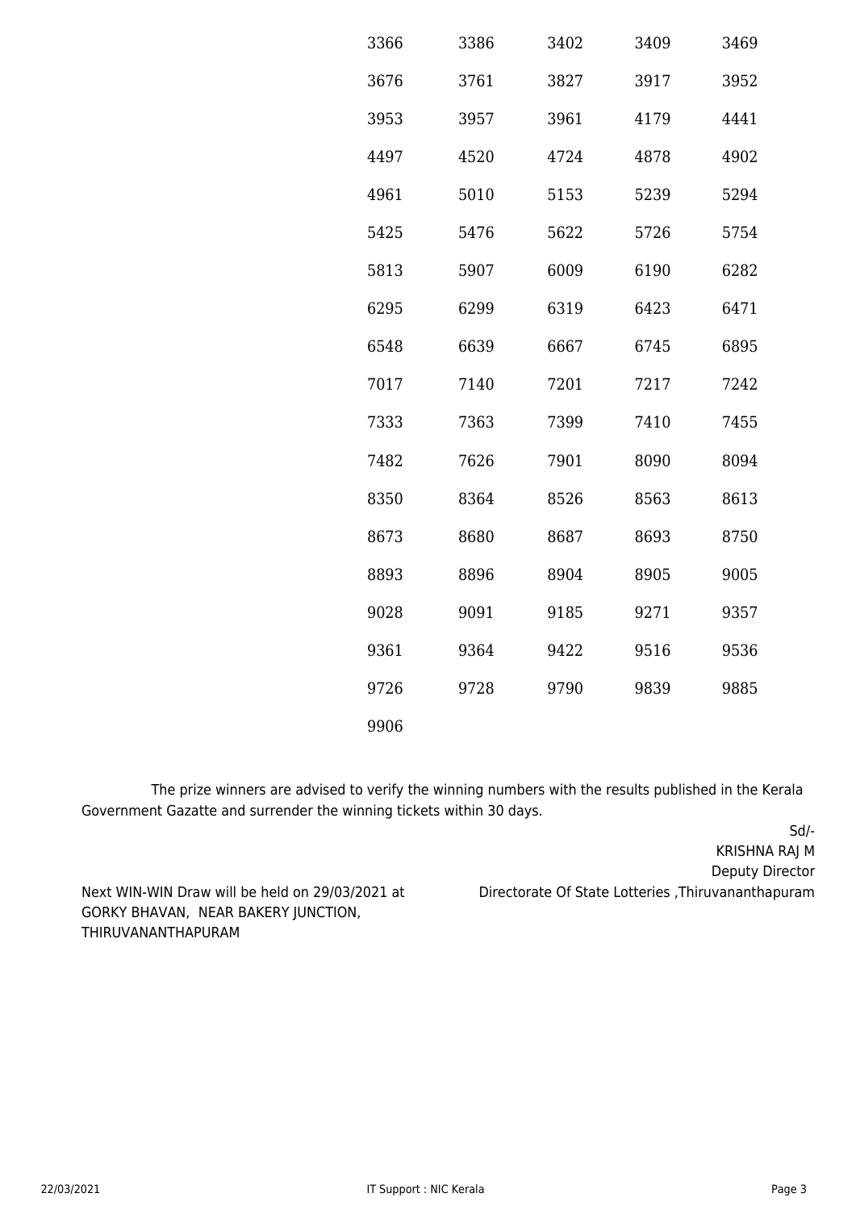| | | | | |
|---|---|---|---|---|
| 3366 | 3386 | 3402 | 3409 | 3469 |
| 3676 | 3761 | 3827 | 3917 | 3952 |
| 3953 | 3957 | 3961 | 4179 | 4441 |
| 4497 | 4520 | 4724 | 4878 | 4902 |
| 4961 | 5010 | 5153 | 5239 | 5294 |
| 5425 | 5476 | 5622 | 5726 | 5754 |
| 5813 | 5907 | 6009 | 6190 | 6282 |
| 6295 | 6299 | 6319 | 6423 | 6471 |
| 6548 | 6639 | 6667 | 6745 | 6895 |
| 7017 | 7140 | 7201 | 7217 | 7242 |
| 7333 | 7363 | 7399 | 7410 | 7455 |
| 7482 | 7626 | 7901 | 8090 | 8094 |
| 8350 | 8364 | 8526 | 8563 | 8613 |
| 8673 | 8680 | 8687 | 8693 | 8750 |
| 8893 | 8896 | 8904 | 8905 | 9005 |
| 9028 | 9091 | 9185 | 9271 | 9357 |
| 9361 | 9364 | 9422 | 9516 | 9536 |
| 9726 | 9728 | 9790 | 9839 | 9885 |
| 9906 | | | | |

The prize winners are advised to verify the winning numbers with the results published in the Kerala Government Gazatte and surrender the winning tickets within 30 days.

Sd/-
KRISHNA RAJ M
Deputy Director
Directorate Of State Lotteries ,Thiruvananthapuram

Next WIN-WIN Draw will be held on 29/03/2021 at GORKY BHAVAN, NEAR BAKERY JUNCTION, THIRUVANANTHAPURAM